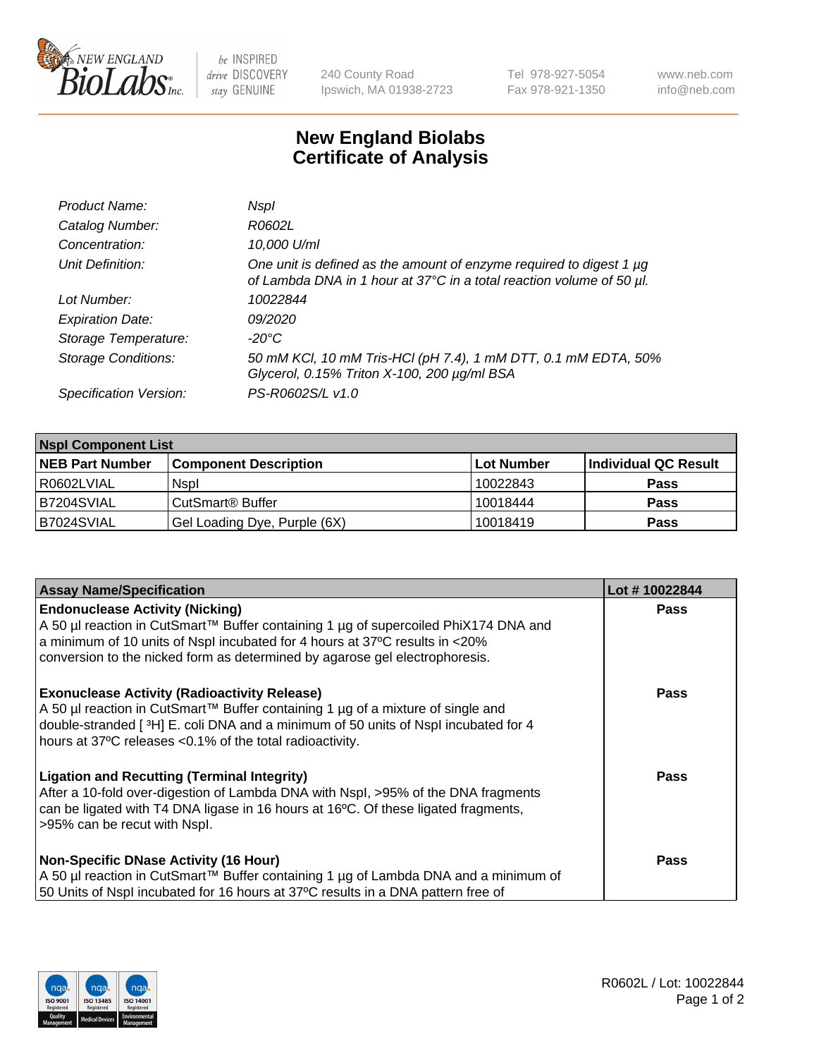# New England Biolabs Certificate of Analysis

| | |
|---|---|
| *Product Name:* | *NspI* |
| *Catalog Number:* | *R0602L* |
| *Concentration:* | *10,000 U/ml* |
| *Unit Definition:* | *One unit is defined as the amount of enzyme required to digest 1 µg of Lambda DNA in 1 hour at 37°C in a total reaction volume of 50 µl.* |
| *Lot Number:* | *10022844* |
| *Expiration Date:* | *09/2020* |
| *Storage Temperature:* | *-20°C* |
| *Storage Conditions:* | *50 mM KCl, 10 mM Tris-HCl (pH 7.4), 1 mM DTT, 0.1 mM EDTA, 50% Glycerol, 0.15% Triton X-100, 200 µg/ml BSA* |
| *Specification Version:* | *PS-R0602S/L v1.0* |

| NspI Component List | | | |
|---|---|---|---|
| **NEB Part Number** | **Component Description** | **Lot Number** | **Individual QC Result** |
| R0602LVIAL | NspI | 10022843 | **Pass** |
| B7204SVIAL | CutSmart® Buffer | 10018444 | **Pass** |
| B7024SVIAL | Gel Loading Dye, Purple (6X) | 10018419 | **Pass** |

| Assay Name/Specification | Lot # 10022844 |
|---|---|
| **Endonuclease Activity (Nicking)** A 50 µl reaction in CutSmart™ Buffer containing 1 µg of supercoiled PhiX174 DNA and a minimum of 10 units of NspI incubated for 4 hours at 37ºC results in <20% conversion to the nicked form as determined by agarose gel electrophoresis. | **Pass** |
| **Exonuclease Activity (Radioactivity Release)** A 50 µl reaction in CutSmart™ Buffer containing 1 µg of a mixture of single and double-stranded [ $^3$H] E. coli DNA and a minimum of 50 units of NspI incubated for 4 hours at 37ºC releases <0.1% of the total radioactivity. | **Pass** |
| **Ligation and Recutting (Terminal Integrity)** After a 10-fold over-digestion of Lambda DNA with NspI, >95% of the DNA fragments can be ligated with T4 DNA ligase in 16 hours at 16ºC. Of these ligated fragments, >95% can be recut with NspI. | **Pass** |
| **Non-Specific DNase Activity (16 Hour)** A 50 µl reaction in CutSmart™ Buffer containing 1 µg of Lambda DNA and a minimum of 50 Units of NspI incubated for 16 hours at 37ºC results in a DNA pattern free of | **Pass** |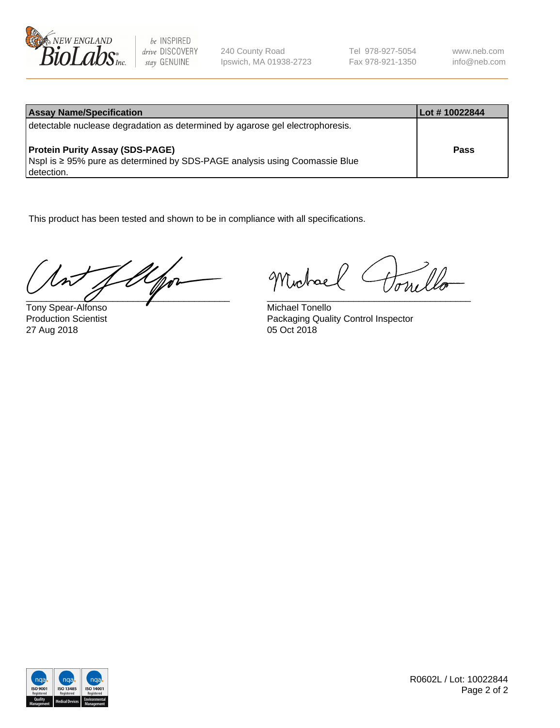| Assay Name/Specification | Lot # 10022844 |
|---|---|
| detectable nuclease degradation as determined by agarose gel electrophoresis. | |
| **Protein Purity Assay (SDS-PAGE)**<br>NspI is ≥ 95% pure as determined by SDS-PAGE analysis using Coomassie Blue detection. | **Pass** |

This product has been tested and shown to be in compliance with all specifications.

Tony Spear-Alfonso
Production Scientist
27 Aug 2018

Michael Tonello
Packaging Quality Control Inspector
05 Oct 2018

R0602L / Lot: 10022844